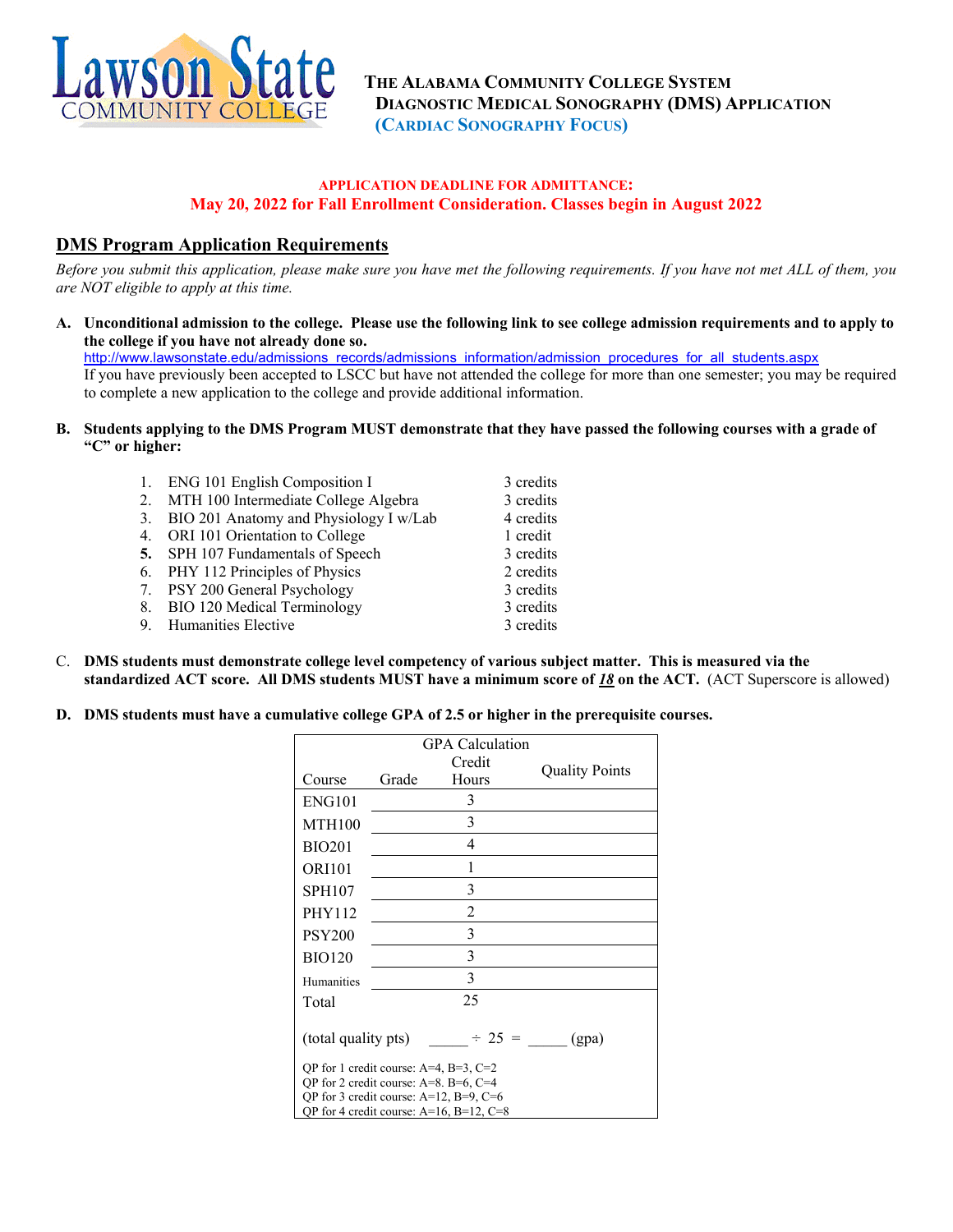**The Alabama Community College System**
**Diagnostic Medical Sonography (DMS) Application**
**(Cardiac Sonography Focus)**

**APPLICATION DEADLINE FOR ADMITTANCE:**
**May 20, 2022 for Fall Enrollment Consideration. Classes begin in August 2022**

## DMS Program Application Requirements

*Before you submit this application, please make sure you have met the following requirements. If you have not met ALL of them, you are NOT eligible to apply at this time.*

**A. Unconditional admission to the college. Please use the following link to see college admission requirements and to apply to the college if you have not already done so.**
http://www.lawsonstate.edu/admissions_records/admissions_information/admission_procedures_for_all_students.aspx
If you have previously been accepted to LSCC but have not attended the college for more than one semester; you may be required to complete a new application to the college and provide additional information.

**B. Students applying to the DMS Program MUST demonstrate that they have passed the following courses with a grade of "C" or higher:**

1. ENG 101 English Composition I — 3 credits
2. MTH 100 Intermediate College Algebra — 3 credits
3. BIO 201 Anatomy and Physiology I w/Lab — 4 credits
4. ORI 101 Orientation to College — 1 credit
5. SPH 107 Fundamentals of Speech — 3 credits
6. PHY 112 Principles of Physics — 2 credits
7. PSY 200 General Psychology — 3 credits
8. BIO 120 Medical Terminology — 3 credits
9. Humanities Elective — 3 credits

C. **DMS students must demonstrate college level competency of various subject matter. This is measured via the standardized ACT score. All DMS students MUST have a minimum score of *18* on the ACT.** (ACT Superscore is allowed)

**D. DMS students must have a cumulative college GPA of 2.5 or higher in the prerequisite courses.**

GPA Calculation

| Course | Grade | Credit Hours | Quality Points |
|---|---|---|---|
| ENG101 | | 3 | |
| MTH100 | | 3 | |
| BIO201 | | 4 | |
| ORI101 | | 1 | |
| SPH107 | | 3 | |
| PHY112 | | 2 | |
| PSY200 | | 3 | |
| BIO120 | | 3 | |
| Humanities | | 3 | |
| Total | | 25 | |

(total quality pts) _____ ÷ 25 = _____ (gpa)

QP for 1 credit course: A=4, B=3, C=2
QP for 2 credit course: A=8. B=6, C=4
QP for 3 credit course: A=12, B=9, C=6
QP for 4 credit course: A=16, B=12, C=8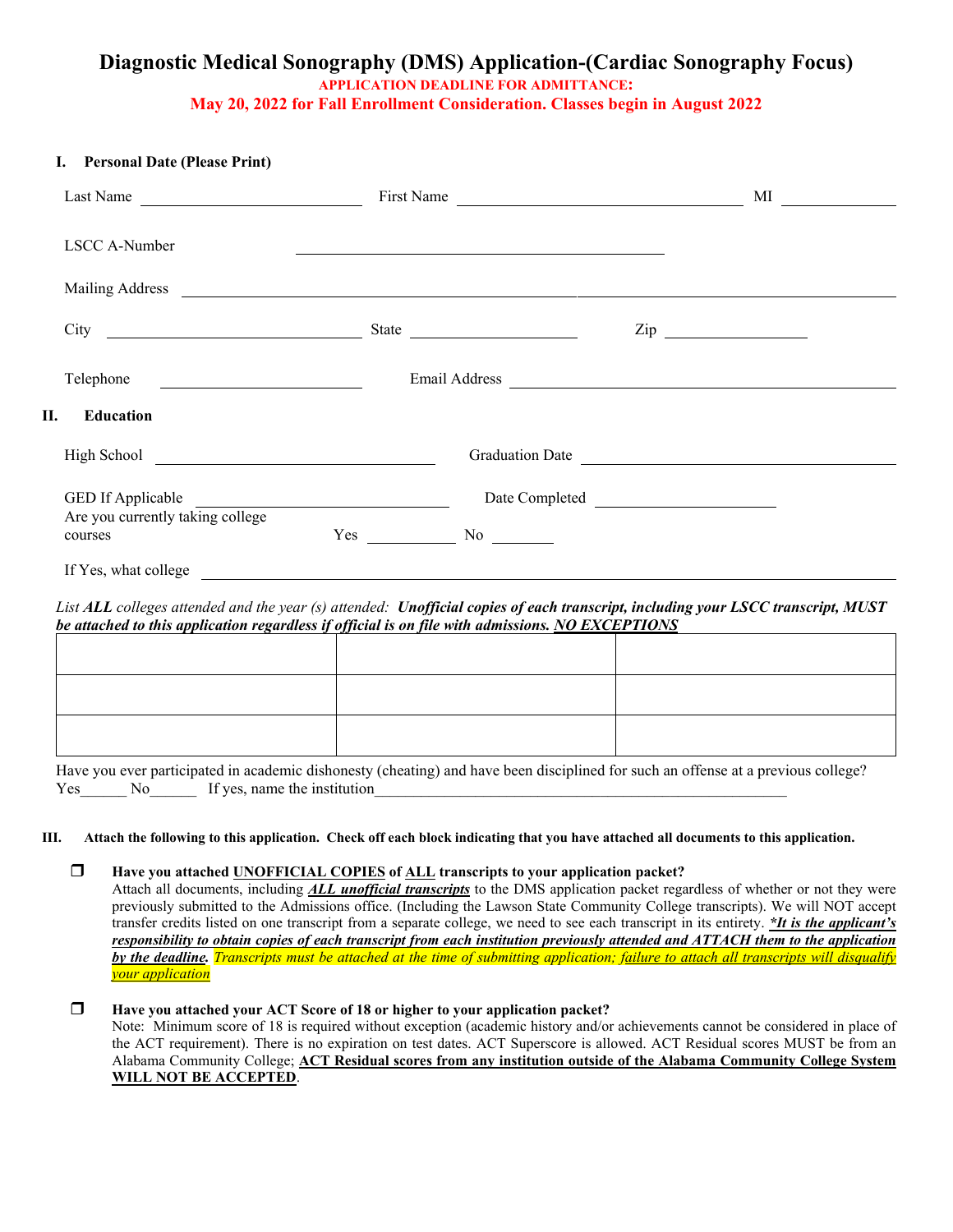# Diagnostic Medical Sonography (DMS) Application-(Cardiac Sonography Focus)

**APPLICATION DEADLINE FOR ADMITTANCE:**

**May 20, 2022 for Fall Enrollment Consideration. Classes begin in August 2022**

## I. Personal Date (Please Print)

Last Name ______________________ First Name ______________________________ MI __________

LSCC A-Number ________________________________________

Mailing Address ______________________________________________________________________________

City __________________________ State __________________ Zip _______________

Telephone ____________________ Email Address ________________________________________

## II. Education

High School ____________________________ Graduation Date ________________________________

GED If Applicable __________________________ Date Completed ____________________

Are you currently taking college courses Yes __________ No _______

If Yes, what college ______________________________________________________________________

*List **ALL** colleges attended and the year (s) attended:* ***Unofficial copies of each transcript, including your LSCC transcript, MUST be attached to this application regardless if official is on file with admissions. <u>NO EXCEPTIONS</u>***

| | | |
|---|---|---|
| | | |
| | | |
| | | |

Have you ever participated in academic dishonesty (cheating) and have been disciplined for such an offense at a previous college?
Yes______ No______ If yes, name the institution____________________________________________________

## III. Attach the following to this application. Check off each block indicating that you have attached all documents to this application.

❒ **Have you attached <u>UNOFFICIAL COPIES</u> of <u>ALL</u> transcripts to your application packet?**
Attach all documents, including ***<u>ALL unofficial transcripts</u>*** to the DMS application packet regardless of whether or not they were previously submitted to the Admissions office. (Including the Lawson State Community College transcripts). We will NOT accept transfer credits listed on one transcript from a separate college, we need to see each transcript in its entirety. ***<u>\*It is the applicant's responsibility to obtain copies of each transcript from each institution previously attended and ATTACH them to the application by the deadline</u>.*** *Transcripts must be attached at the time of submitting application; <u>failure to attach all transcripts will disqualify your application</u>*

❒ **Have you attached your ACT Score of 18 or higher to your application packet?**
Note: Minimum score of 18 is required without exception (academic history and/or achievements cannot be considered in place of the ACT requirement). There is no expiration on test dates. ACT Superscore is allowed. ACT Residual scores MUST be from an Alabama Community College; **<u>ACT Residual scores from any institution outside of the Alabama Community College System WILL NOT BE ACCEPTED</u>**.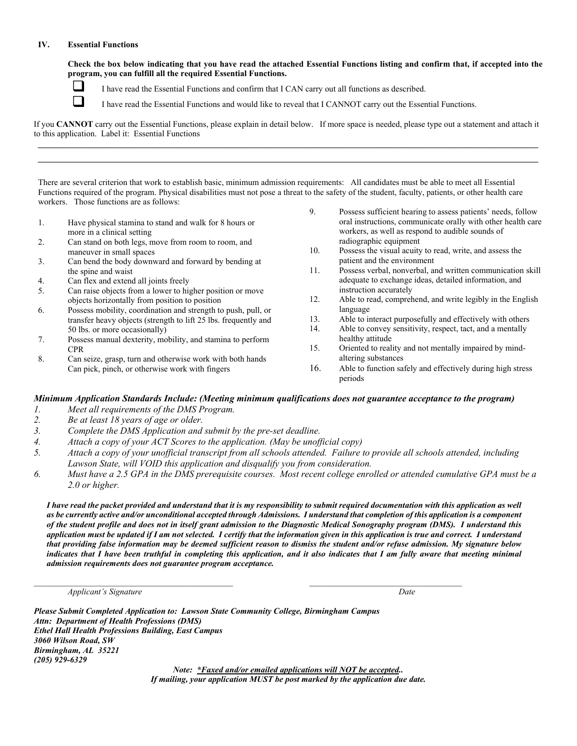## IV. Essential Functions

**Check the box below indicating that you have read the attached Essential Functions listing and confirm that, if accepted into the program, you can fulfill all the required Essential Functions.**

- ❑ I have read the Essential Functions and confirm that I CAN carry out all functions as described.
- ❑ I have read the Essential Functions and would like to reveal that I CANNOT carry out the Essential Functions.

If you **CANNOT** carry out the Essential Functions, please explain in detail below. If more space is needed, please type out a statement and attach it to this application. Label it: Essential Functions

_______________________________________________________________________________________________

_______________________________________________________________________________________________

There are several criterion that work to establish basic, minimum admission requirements: All candidates must be able to meet all Essential Functions required of the program. Physical disabilities must not pose a threat to the safety of the student, faculty, patients, or other health care workers. Those functions are as follows:

1. Have physical stamina to stand and walk for 8 hours or more in a clinical setting
2. Can stand on both legs, move from room to room, and maneuver in small spaces
3. Can bend the body downward and forward by bending at the spine and waist
4. Can flex and extend all joints freely
5. Can raise objects from a lower to higher position or move objects horizontally from position to position
6. Possess mobility, coordination and strength to push, pull, or transfer heavy objects (strength to lift 25 lbs. frequently and 50 lbs. or more occasionally)
7. Possess manual dexterity, mobility, and stamina to perform CPR
8. Can seize, grasp, turn and otherwise work with both hands Can pick, pinch, or otherwise work with fingers
9. Possess sufficient hearing to assess patients' needs, follow oral instructions, communicate orally with other health care workers, as well as respond to audible sounds of radiographic equipment
10. Possess the visual acuity to read, write, and assess the patient and the environment
11. Possess verbal, nonverbal, and written communication skill adequate to exchange ideas, detailed information, and instruction accurately
12. Able to read, comprehend, and write legibly in the English language
13. Able to interact purposefully and effectively with others
14. Able to convey sensitivity, respect, tact, and a mentally healthy attitude
15. Oriented to reality and not mentally impaired by mind-altering substances
16. Able to function safely and effectively during high stress periods

***Minimum Application Standards Include: (Meeting minimum qualifications does not guarantee acceptance to the program)***

1. *Meet all requirements of the DMS Program.*
2. *Be at least 18 years of age or older.*
3. *Complete the DMS Application and submit by the pre-set deadline.*
4. *Attach a copy of your ACT Scores to the application. (May be unofficial copy)*
5. *Attach a copy of your unofficial transcript from all schools attended. Failure to provide all schools attended, including Lawson State, will VOID this application and disqualify you from consideration.*
6. *Must have a 2.5 GPA in the DMS prerequisite courses. Most recent college enrolled or attended cumulative GPA must be a 2.0 or higher.*

***I have read the packet provided and understand that it is my responsibility to submit required documentation with this application as well as be currently active and/or unconditional accepted through Admissions. I understand that completion of this application is a component of the student profile and does not in itself grant admission to the Diagnostic Medical Sonography program (DMS). I understand this application must be updated if I am not selected. I certify that the information given in this application is true and correct. I understand that providing false information may be deemed sufficient reason to dismiss the student and/or refuse admission. My signature below indicates that I have been truthful in completing this application, and it also indicates that I am fully aware that meeting minimal admission requirements does not guarantee program acceptance.***

_______________________________________ _______________________________

*Applicant's Signature* *Date*

***Please Submit Completed Application to: Lawson State Community College, Birmingham Campus***
***Attn: Department of Health Professions (DMS)***
***Ethel Hall Health Professions Building, East Campus***
***3060 Wilson Road, SW***
***Birmingham, AL 35221***
***(205) 929-6329***

***Note: <u>*Faxed and/or emailed applications will NOT be accepted</u>..***
***If mailing, your application MUST be post marked by the application due date.***